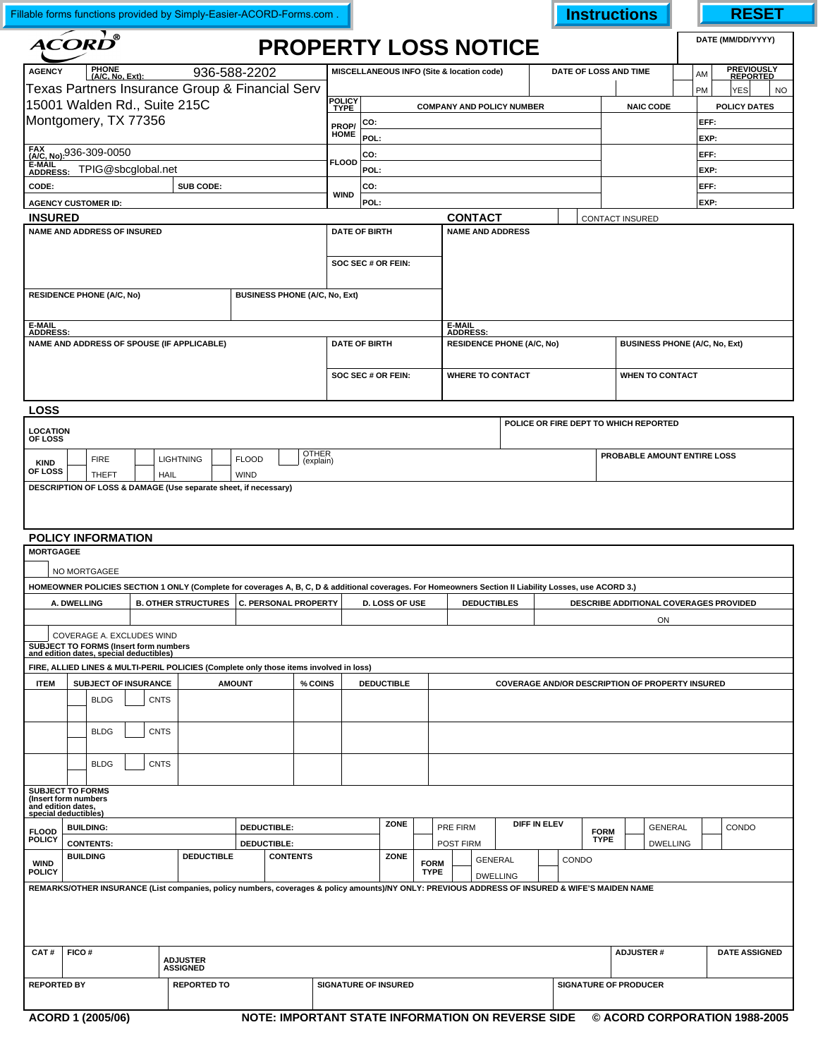Fillable forms functions provided by Simply-Easier-ACORD-Forms.com . | Instructions | RESET

ACORD®

# PROPERTY LOSS NOTICE

DATE (MM/DD/YYYY)

| AGENCY | PHONE (A/C, No, Ext): 936-588-2202 | MISCELLANEOUS INFO (Site & location code) | DATE OF LOSS AND TIME | AM / PM | PREVIOUSLY REPORTED: YES / NO |
|---|---|---|---|---|---|

Texas Partners Insurance Group & Financial Serv
15001 Walden Rd., Suite 215C
Montgomery, TX 77356

FAX (A/C, No): 936-309-0050
E-MAIL ADDRESS: TPIG@sbcglobal.net

CODE: | SUB CODE:

AGENCY CUSTOMER ID:

| POLICY TYPE | COMPANY AND POLICY NUMBER | NAIC CODE | POLICY DATES |
|---|---|---|---|
| PROP/ HOME | CO: | | EFF: |
| | POL: | | EXP: |
| FLOOD | CO: | | EFF: |
| | POL: | | EXP: |
| WIND | CO: | | EFF: |
| | POL: | | EXP: |

## INSURED

| NAME AND ADDRESS OF INSURED | DATE OF BIRTH |
|---|---|
| | SOC SEC # OR FEIN: |
| RESIDENCE PHONE (A/C, No) | BUSINESS PHONE (A/C, No, Ext) |
| E-MAIL ADDRESS: | |
| NAME AND ADDRESS OF SPOUSE (IF APPLICABLE) | DATE OF BIRTH |
| | SOC SEC # OR FEIN: |

## CONTACT

CONTACT INSURED

| NAME AND ADDRESS | |
|---|---|
| E-MAIL ADDRESS: | |
| RESIDENCE PHONE (A/C, No) | BUSINESS PHONE (A/C, No, Ext) |
| WHERE TO CONTACT | WHEN TO CONTACT |

## LOSS

| LOCATION OF LOSS | POLICE OR FIRE DEPT TO WHICH REPORTED |
|---|---|
| KIND OF LOSS: FIRE / THEFT / LIGHTNING / HAIL / FLOOD / WIND / OTHER (explain) | PROBABLE AMOUNT ENTIRE LOSS |

DESCRIPTION OF LOSS & DAMAGE (Use separate sheet, if necessary)

## POLICY INFORMATION

MORTGAGEE

NO MORTGAGEE

HOMEOWNER POLICIES SECTION 1 ONLY (Complete for coverages A, B, C, D & additional coverages. For Homeowners Section II Liability Losses, use ACORD 3.)

| A. DWELLING | B. OTHER STRUCTURES | C. PERSONAL PROPERTY | D. LOSS OF USE | DEDUCTIBLES | DESCRIBE ADDITIONAL COVERAGES PROVIDED |
|---|---|---|---|---|---|
| | | | | | ON |

COVERAGE A. EXCLUDES WIND

SUBJECT TO FORMS (Insert form numbers and edition dates, special deductibles)

FIRE, ALLIED LINES & MULTI-PERIL POLICIES (Complete only those items involved in loss)

| ITEM | SUBJECT OF INSURANCE | AMOUNT | % COINS | DEDUCTIBLE | COVERAGE AND/OR DESCRIPTION OF PROPERTY INSURED |
|---|---|---|---|---|---|
| | BLDG / CNTS | | | | |
| | BLDG / CNTS | | | | |
| | BLDG / CNTS | | | | |

SUBJECT TO FORMS (Insert form numbers and edition dates, special deductibles)

| FLOOD POLICY | BUILDING: | DEDUCTIBLE: | ZONE | PRE FIRM | DIFF IN ELEV | FORM TYPE | GENERAL | CONDO |
|---|---|---|---|---|---|---|---|---|
| | CONTENTS: | DEDUCTIBLE: | | POST FIRM | | | DWELLING | |

| WIND POLICY | BUILDING | DEDUCTIBLE | CONTENTS | ZONE | FORM TYPE | GENERAL / DWELLING | CONDO |
|---|---|---|---|---|---|---|---|

REMARKS/OTHER INSURANCE (List companies, policy numbers, coverages & policy amounts)/NY ONLY: PREVIOUS ADDRESS OF INSURED & WIFE'S MAIDEN NAME

| CAT # | FICO # | ADJUSTER ASSIGNED | ADJUSTER # | DATE ASSIGNED |
|---|---|---|---|---|

| REPORTED BY | REPORTED TO | SIGNATURE OF INSURED | SIGNATURE OF PRODUCER |
|---|---|---|---|

ACORD 1 (2005/06) NOTE: IMPORTANT STATE INFORMATION ON REVERSE SIDE © ACORD CORPORATION 1988-2005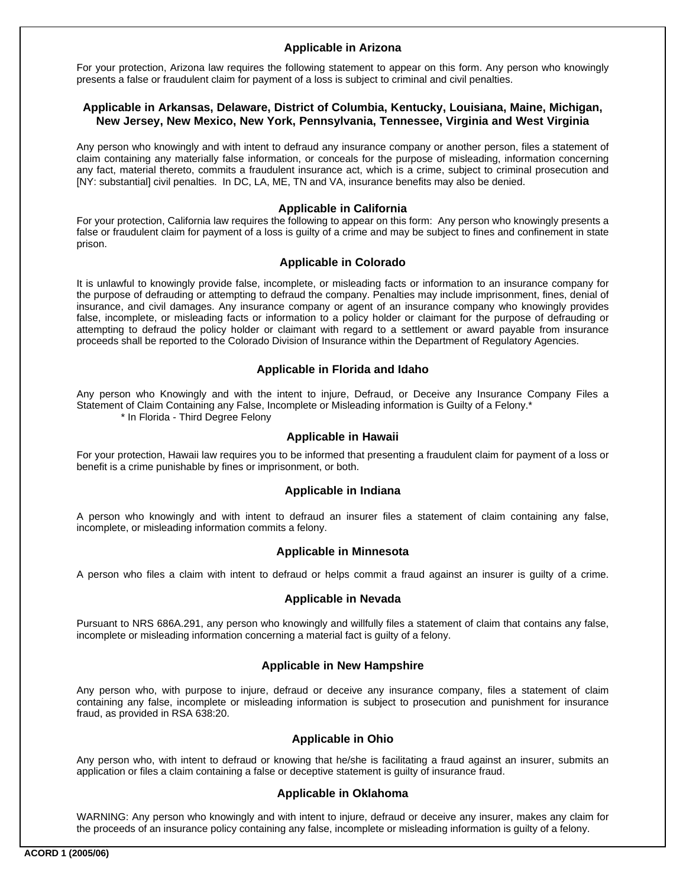### Applicable in Arizona

For your protection, Arizona law requires the following statement to appear on this form. Any person who knowingly presents a false or fraudulent claim for payment of a loss is subject to criminal and civil penalties.

### Applicable in Arkansas, Delaware, District of Columbia, Kentucky, Louisiana, Maine, Michigan, New Jersey, New Mexico, New York, Pennsylvania, Tennessee, Virginia and West Virginia

Any person who knowingly and with intent to defraud any insurance company or another person, files a statement of claim containing any materially false information, or conceals for the purpose of misleading, information concerning any fact, material thereto, commits a fraudulent insurance act, which is a crime, subject to criminal prosecution and [NY: substantial] civil penalties. In DC, LA, ME, TN and VA, insurance benefits may also be denied.

### Applicable in California

For your protection, California law requires the following to appear on this form: Any person who knowingly presents a false or fraudulent claim for payment of a loss is guilty of a crime and may be subject to fines and confinement in state prison.

### Applicable in Colorado

It is unlawful to knowingly provide false, incomplete, or misleading facts or information to an insurance company for the purpose of defrauding or attempting to defraud the company. Penalties may include imprisonment, fines, denial of insurance, and civil damages. Any insurance company or agent of an insurance company who knowingly provides false, incomplete, or misleading facts or information to a policy holder or claimant for the purpose of defrauding or attempting to defraud the policy holder or claimant with regard to a settlement or award payable from insurance proceeds shall be reported to the Colorado Division of Insurance within the Department of Regulatory Agencies.

### Applicable in Florida and Idaho

Any person who Knowingly and with the intent to injure, Defraud, or Deceive any Insurance Company Files a Statement of Claim Containing any False, Incomplete or Misleading information is Guilty of a Felony.*

* In Florida - Third Degree Felony

### Applicable in Hawaii

For your protection, Hawaii law requires you to be informed that presenting a fraudulent claim for payment of a loss or benefit is a crime punishable by fines or imprisonment, or both.

### Applicable in Indiana

A person who knowingly and with intent to defraud an insurer files a statement of claim containing any false, incomplete, or misleading information commits a felony.

### Applicable in Minnesota

A person who files a claim with intent to defraud or helps commit a fraud against an insurer is guilty of a crime.

### Applicable in Nevada

Pursuant to NRS 686A.291, any person who knowingly and willfully files a statement of claim that contains any false, incomplete or misleading information concerning a material fact is guilty of a felony.

### Applicable in New Hampshire

Any person who, with purpose to injure, defraud or deceive any insurance company, files a statement of claim containing any false, incomplete or misleading information is subject to prosecution and punishment for insurance fraud, as provided in RSA 638:20.

### Applicable in Ohio

Any person who, with intent to defraud or knowing that he/she is facilitating a fraud against an insurer, submits an application or files a claim containing a false or deceptive statement is guilty of insurance fraud.

### Applicable in Oklahoma

WARNING: Any person who knowingly and with intent to injure, defraud or deceive any insurer, makes any claim for the proceeds of an insurance policy containing any false, incomplete or misleading information is guilty of a felony.

ACORD 1 (2005/06)